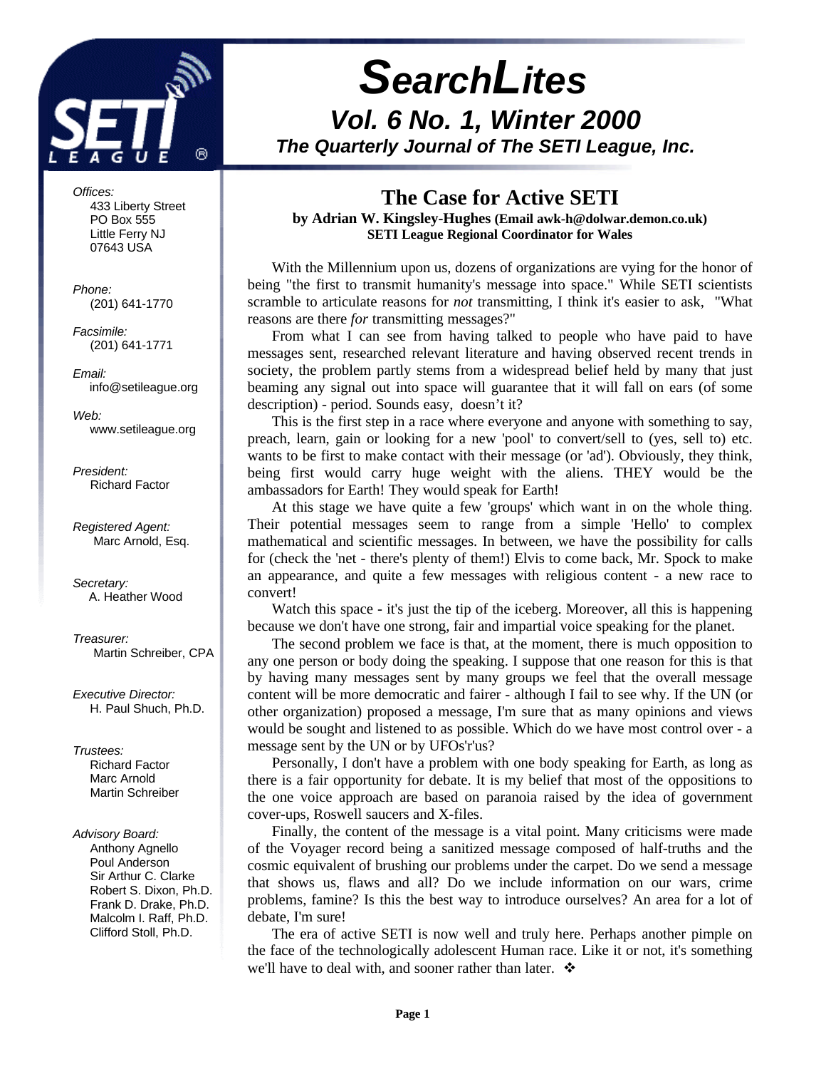# SearchLites

## Vol. 6 No. 1, Winter 2000

### The Quarterly Journal of The SETI League, Inc.

*Offices:*
433 Liberty Street
PO Box 555
Little Ferry NJ
07643 USA

*Phone:*
(201) 641-1770

*Facsimile:*
(201) 641-1771

*Email:*
info@setileague.org

*Web:*
www.setileague.org

*President:*
Richard Factor

*Registered Agent:*
Marc Arnold, Esq.

*Secretary:*
A. Heather Wood

*Treasurer:*
Martin Schreiber, CPA

*Executive Director:*
H. Paul Shuch, Ph.D.

*Trustees:*
Richard Factor
Marc Arnold
Martin Schreiber

*Advisory Board:*
Anthony Agnello
Poul Anderson
Sir Arthur C. Clarke
Robert S. Dixon, Ph.D.
Frank D. Drake, Ph.D.
Malcolm I. Raff, Ph.D.
Clifford Stoll, Ph.D.

## The Case for Active SETI

**by Adrian W. Kingsley-Hughes (Email awk-h@dolwar.demon.co.uk)**
**SETI League Regional Coordinator for Wales**

With the Millennium upon us, dozens of organizations are vying for the honor of being "the first to transmit humanity's message into space." While SETI scientists scramble to articulate reasons for *not* transmitting, I think it's easier to ask, "What reasons are there *for* transmitting messages?"

From what I can see from having talked to people who have paid to have messages sent, researched relevant literature and having observed recent trends in society, the problem partly stems from a widespread belief held by many that just beaming any signal out into space will guarantee that it will fall on ears (of some description) - period. Sounds easy, doesn't it?

This is the first step in a race where everyone and anyone with something to say, preach, learn, gain or looking for a new 'pool' to convert/sell to (yes, sell to) etc. wants to be first to make contact with their message (or 'ad'). Obviously, they think, being first would carry huge weight with the aliens. THEY would be the ambassadors for Earth! They would speak for Earth!

At this stage we have quite a few 'groups' which want in on the whole thing. Their potential messages seem to range from a simple 'Hello' to complex mathematical and scientific messages. In between, we have the possibility for calls for (check the 'net - there's plenty of them!) Elvis to come back, Mr. Spock to make an appearance, and quite a few messages with religious content - a new race to convert!

Watch this space - it's just the tip of the iceberg. Moreover, all this is happening because we don't have one strong, fair and impartial voice speaking for the planet.

The second problem we face is that, at the moment, there is much opposition to any one person or body doing the speaking. I suppose that one reason for this is that by having many messages sent by many groups we feel that the overall message content will be more democratic and fairer - although I fail to see why. If the UN (or other organization) proposed a message, I'm sure that as many opinions and views would be sought and listened to as possible. Which do we have most control over - a message sent by the UN or by UFOs'r'us?

Personally, I don't have a problem with one body speaking for Earth, as long as there is a fair opportunity for debate. It is my belief that most of the oppositions to the one voice approach are based on paranoia raised by the idea of government cover-ups, Roswell saucers and X-files.

Finally, the content of the message is a vital point. Many criticisms were made of the Voyager record being a sanitized message composed of half-truths and the cosmic equivalent of brushing our problems under the carpet. Do we send a message that shows us, flaws and all? Do we include information on our wars, crime problems, famine? Is this the best way to introduce ourselves? An area for a lot of debate, I'm sure!

The era of active SETI is now well and truly here. Perhaps another pimple on the face of the technologically adolescent Human race. Like it or not, it's something we'll have to deal with, and sooner rather than later. ❖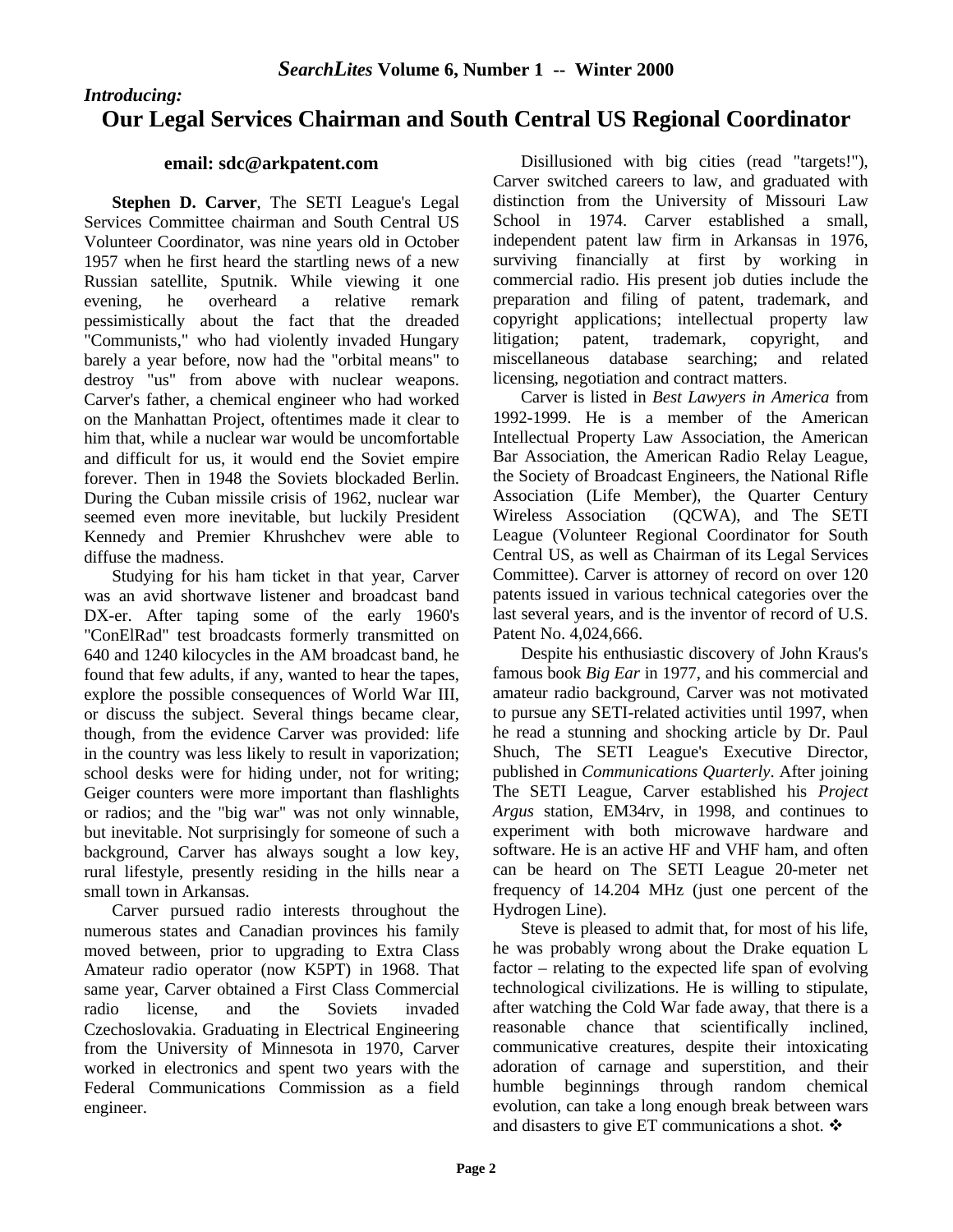*Introducing:*

# Our Legal Services Chairman and South Central US Regional Coordinator

**email: sdc@arkpatent.com**

**Stephen D. Carver**, The SETI League's Legal Services Committee chairman and South Central US Volunteer Coordinator, was nine years old in October 1957 when he first heard the startling news of a new Russian satellite, Sputnik. While viewing it one evening, he overheard a relative remark pessimistically about the fact that the dreaded "Communists," who had violently invaded Hungary barely a year before, now had the "orbital means" to destroy "us" from above with nuclear weapons. Carver's father, a chemical engineer who had worked on the Manhattan Project, oftentimes made it clear to him that, while a nuclear war would be uncomfortable and difficult for us, it would end the Soviet empire forever. Then in 1948 the Soviets blockaded Berlin. During the Cuban missile crisis of 1962, nuclear war seemed even more inevitable, but luckily President Kennedy and Premier Khrushchev were able to diffuse the madness.

Studying for his ham ticket in that year, Carver was an avid shortwave listener and broadcast band DX-er. After taping some of the early 1960's "ConElRad" test broadcasts formerly transmitted on 640 and 1240 kilocycles in the AM broadcast band, he found that few adults, if any, wanted to hear the tapes, explore the possible consequences of World War III, or discuss the subject. Several things became clear, though, from the evidence Carver was provided: life in the country was less likely to result in vaporization; school desks were for hiding under, not for writing; Geiger counters were more important than flashlights or radios; and the "big war" was not only winnable, but inevitable. Not surprisingly for someone of such a background, Carver has always sought a low key, rural lifestyle, presently residing in the hills near a small town in Arkansas.

Carver pursued radio interests throughout the numerous states and Canadian provinces his family moved between, prior to upgrading to Extra Class Amateur radio operator (now K5PT) in 1968. That same year, Carver obtained a First Class Commercial radio license, and the Soviets invaded Czechoslovakia. Graduating in Electrical Engineering from the University of Minnesota in 1970, Carver worked in electronics and spent two years with the Federal Communications Commission as a field engineer.

Disillusioned with big cities (read "targets!"), Carver switched careers to law, and graduated with distinction from the University of Missouri Law School in 1974. Carver established a small, independent patent law firm in Arkansas in 1976, surviving financially at first by working in commercial radio. His present job duties include the preparation and filing of patent, trademark, and copyright applications; intellectual property law litigation; patent, trademark, copyright, and miscellaneous database searching; and related licensing, negotiation and contract matters.

Carver is listed in *Best Lawyers in America* from 1992-1999. He is a member of the American Intellectual Property Law Association, the American Bar Association, the American Radio Relay League, the Society of Broadcast Engineers, the National Rifle Association (Life Member), the Quarter Century Wireless Association (QCWA), and The SETI League (Volunteer Regional Coordinator for South Central US, as well as Chairman of its Legal Services Committee). Carver is attorney of record on over 120 patents issued in various technical categories over the last several years, and is the inventor of record of U.S. Patent No. 4,024,666.

Despite his enthusiastic discovery of John Kraus's famous book *Big Ear* in 1977, and his commercial and amateur radio background, Carver was not motivated to pursue any SETI-related activities until 1997, when he read a stunning and shocking article by Dr. Paul Shuch, The SETI League's Executive Director, published in *Communications Quarterly*. After joining The SETI League, Carver established his *Project Argus* station, EM34rv, in 1998, and continues to experiment with both microwave hardware and software. He is an active HF and VHF ham, and often can be heard on The SETI League 20-meter net frequency of 14.204 MHz (just one percent of the Hydrogen Line).

Steve is pleased to admit that, for most of his life, he was probably wrong about the Drake equation L factor – relating to the expected life span of evolving technological civilizations. He is willing to stipulate, after watching the Cold War fade away, that there is a reasonable chance that scientifically inclined, communicative creatures, despite their intoxicating adoration of carnage and superstition, and their humble beginnings through random chemical evolution, can take a long enough break between wars and disasters to give ET communications a shot. ❖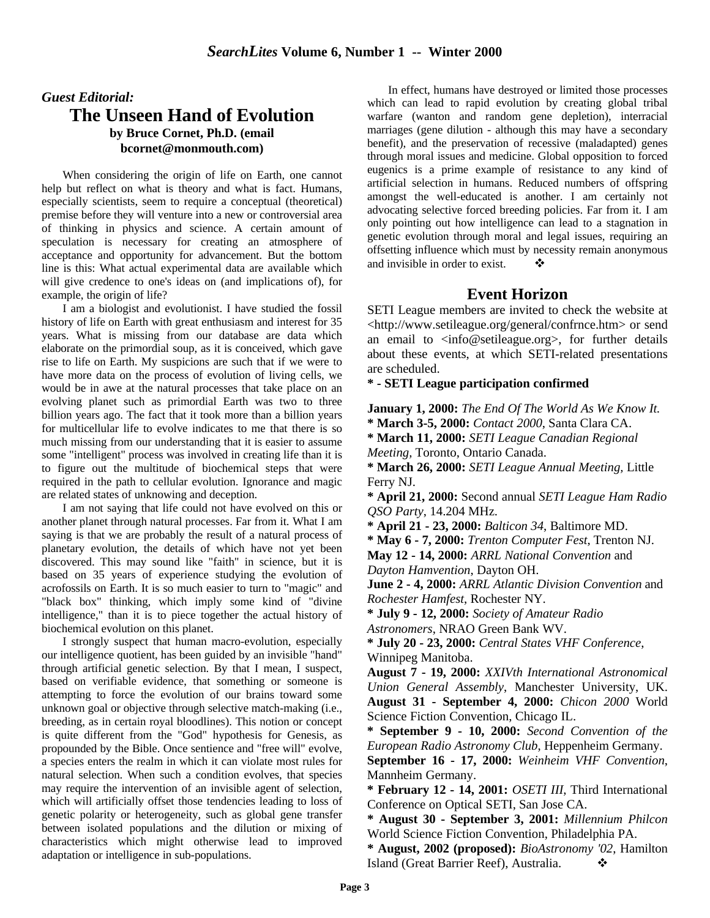## *Guest Editorial:*

# The Unseen Hand of Evolution

**by Bruce Cornet, Ph.D. (email bcornet@monmouth.com)**

When considering the origin of life on Earth, one cannot help but reflect on what is theory and what is fact. Humans, especially scientists, seem to require a conceptual (theoretical) premise before they will venture into a new or controversial area of thinking in physics and science. A certain amount of speculation is necessary for creating an atmosphere of acceptance and opportunity for advancement. But the bottom line is this: What actual experimental data are available which will give credence to one's ideas on (and implications of), for example, the origin of life?

I am a biologist and evolutionist. I have studied the fossil history of life on Earth with great enthusiasm and interest for 35 years. What is missing from our database are data which elaborate on the primordial soup, as it is conceived, which gave rise to life on Earth. My suspicions are such that if we were to have more data on the process of evolution of living cells, we would be in awe at the natural processes that take place on an evolving planet such as primordial Earth was two to three billion years ago. The fact that it took more than a billion years for multicellular life to evolve indicates to me that there is so much missing from our understanding that it is easier to assume some "intelligent" process was involved in creating life than it is to figure out the multitude of biochemical steps that were required in the path to cellular evolution. Ignorance and magic are related states of unknowing and deception.

I am not saying that life could not have evolved on this or another planet through natural processes. Far from it. What I am saying is that we are probably the result of a natural process of planetary evolution, the details of which have not yet been discovered. This may sound like "faith" in science, but it is based on 35 years of experience studying the evolution of acrofossils on Earth. It is so much easier to turn to "magic" and "black box" thinking, which imply some kind of "divine intelligence," than it is to piece together the actual history of biochemical evolution on this planet.

I strongly suspect that human macro-evolution, especially our intelligence quotient, has been guided by an invisible "hand" through artificial genetic selection. By that I mean, I suspect, based on verifiable evidence, that something or someone is attempting to force the evolution of our brains toward some unknown goal or objective through selective match-making (i.e., breeding, as in certain royal bloodlines). This notion or concept is quite different from the "God" hypothesis for Genesis, as propounded by the Bible. Once sentience and "free will" evolve, a species enters the realm in which it can violate most rules for natural selection. When such a condition evolves, that species may require the intervention of an invisible agent of selection, which will artificially offset those tendencies leading to loss of genetic polarity or heterogeneity, such as global gene transfer between isolated populations and the dilution or mixing of characteristics which might otherwise lead to improved adaptation or intelligence in sub-populations.

In effect, humans have destroyed or limited those processes which can lead to rapid evolution by creating global tribal warfare (wanton and random gene depletion), interracial marriages (gene dilution - although this may have a secondary benefit), and the preservation of recessive (maladapted) genes through moral issues and medicine. Global opposition to forced eugenics is a prime example of resistance to any kind of artificial selection in humans. Reduced numbers of offspring amongst the well-educated is another. I am certainly not advocating selective forced breeding policies. Far from it. I am only pointing out how intelligence can lead to a stagnation in genetic evolution through moral and legal issues, requiring an offsetting influence which must by necessity remain anonymous and invisible in order to exist. ❖

# Event Horizon

SETI League members are invited to check the website at <http://www.setileague.org/general/confrnce.htm> or send an email to <info@setileague.org>, for further details about these events, at which SETI-related presentations are scheduled.

**\* - SETI League participation confirmed**

**January 1, 2000:** *The End Of The World As We Know It.*
**\* March 3-5, 2000:** *Contact 2000*, Santa Clara CA.
**\* March 11, 2000:** *SETI League Canadian Regional Meeting*, Toronto, Ontario Canada.
**\* March 26, 2000:** *SETI League Annual Meeting,* Little Ferry NJ.
**\* April 21, 2000:** Second annual *SETI League Ham Radio QSO Party*, 14.204 MHz.
**\* April 21 - 23, 2000:** *Balticon 34*, Baltimore MD.
**\* May 6 - 7, 2000:** *Trenton Computer Fest*, Trenton NJ.
**May 12 - 14, 2000:** *ARRL National Convention* and *Dayton Hamvention*, Dayton OH.
**June 2 - 4, 2000:** *ARRL Atlantic Division Convention* and *Rochester Hamfest*, Rochester NY.
**\* July 9 - 12, 2000:** *Society of Amateur Radio Astronomers*, NRAO Green Bank WV.
**\* July 20 - 23, 2000:** *Central States VHF Conference*, Winnipeg Manitoba.
**August 7 - 19, 2000:** *XXIVth International Astronomical Union General Assembly*, Manchester University, UK.
**August 31 - September 4, 2000:** *Chicon 2000* World Science Fiction Convention, Chicago IL.
**\* September 9 - 10, 2000:** *Second Convention of the European Radio Astronomy Club*, Heppenheim Germany.
**September 16 - 17, 2000:** *Weinheim VHF Convention*, Mannheim Germany.
**\* February 12 - 14, 2001:** *OSETI III*, Third International Conference on Optical SETI, San Jose CA.
**\* August 30 - September 3, 2001:** *Millennium Philcon* World Science Fiction Convention, Philadelphia PA.
**\* August, 2002 (proposed):** *BioAstronomy '02*, Hamilton Island (Great Barrier Reef), Australia. ❖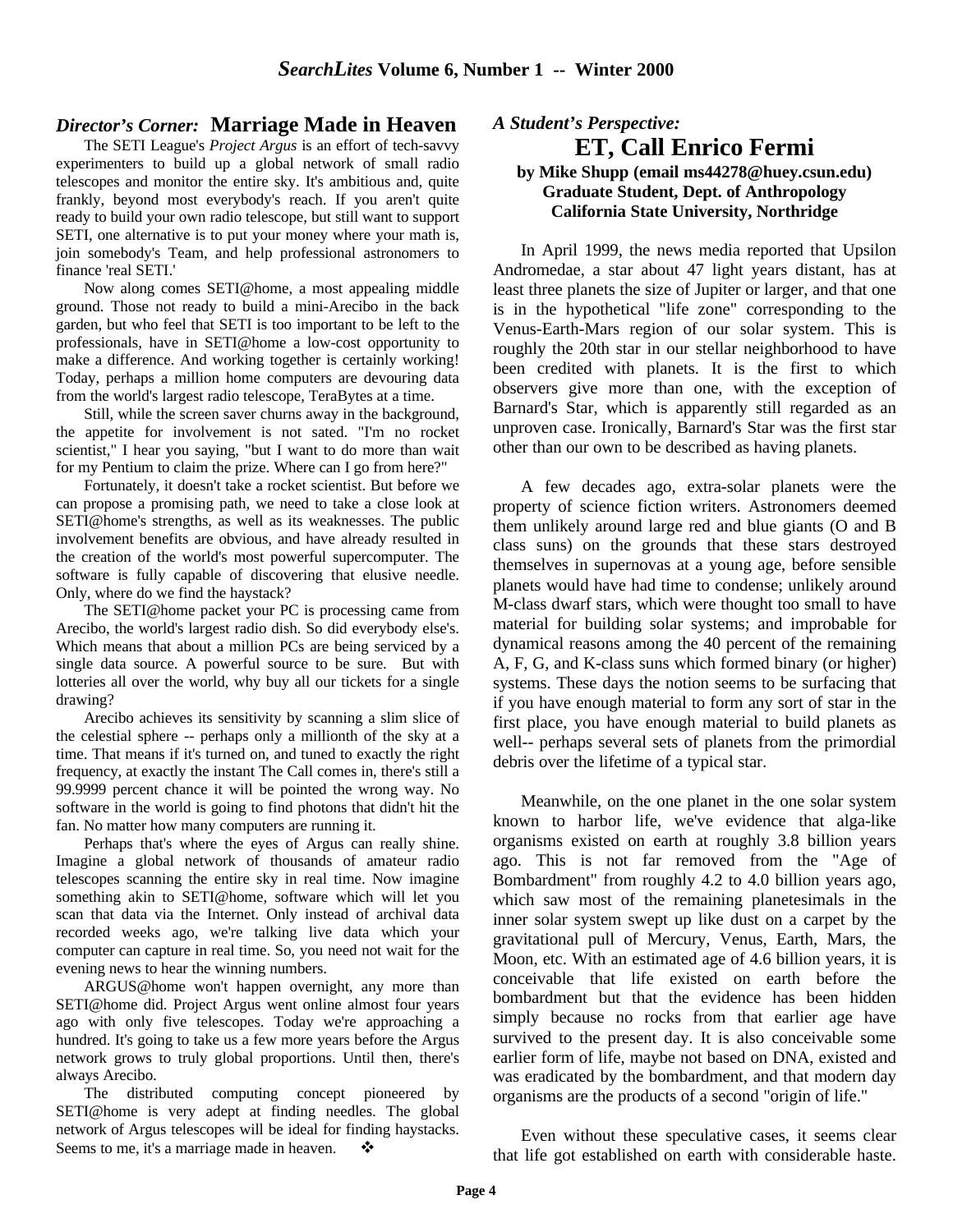## *Director's Corner:* Marriage Made in Heaven

The SETI League's *Project Argus* is an effort of tech-savvy experimenters to build up a global network of small radio telescopes and monitor the entire sky. It's ambitious and, quite frankly, beyond most everybody's reach. If you aren't quite ready to build your own radio telescope, but still want to support SETI, one alternative is to put your money where your math is, join somebody's Team, and help professional astronomers to finance 'real SETI.'

Now along comes SETI@home, a most appealing middle ground. Those not ready to build a mini-Arecibo in the back garden, but who feel that SETI is too important to be left to the professionals, have in SETI@home a low-cost opportunity to make a difference. And working together is certainly working! Today, perhaps a million home computers are devouring data from the world's largest radio telescope, TeraBytes at a time.

Still, while the screen saver churns away in the background, the appetite for involvement is not sated. "I'm no rocket scientist," I hear you saying, "but I want to do more than wait for my Pentium to claim the prize. Where can I go from here?"

Fortunately, it doesn't take a rocket scientist. But before we can propose a promising path, we need to take a close look at SETI@home's strengths, as well as its weaknesses. The public involvement benefits are obvious, and have already resulted in the creation of the world's most powerful supercomputer. The software is fully capable of discovering that elusive needle. Only, where do we find the haystack?

The SETI@home packet your PC is processing came from Arecibo, the world's largest radio dish. So did everybody else's. Which means that about a million PCs are being serviced by a single data source. A powerful source to be sure. But with lotteries all over the world, why buy all our tickets for a single drawing?

Arecibo achieves its sensitivity by scanning a slim slice of the celestial sphere -- perhaps only a millionth of the sky at a time. That means if it's turned on, and tuned to exactly the right frequency, at exactly the instant The Call comes in, there's still a 99.9999 percent chance it will be pointed the wrong way. No software in the world is going to find photons that didn't hit the fan. No matter how many computers are running it.

Perhaps that's where the eyes of Argus can really shine. Imagine a global network of thousands of amateur radio telescopes scanning the entire sky in real time. Now imagine something akin to SETI@home, software which will let you scan that data via the Internet. Only instead of archival data recorded weeks ago, we're talking live data which your computer can capture in real time. So, you need not wait for the evening news to hear the winning numbers.

ARGUS@home won't happen overnight, any more than SETI@home did. Project Argus went online almost four years ago with only five telescopes. Today we're approaching a hundred. It's going to take us a few more years before the Argus network grows to truly global proportions. Until then, there's always Arecibo.

The distributed computing concept pioneered by SETI@home is very adept at finding needles. The global network of Argus telescopes will be ideal for finding haystacks. Seems to me, it's a marriage made in heaven. ❖

## *A Student's Perspective:* ET, Call Enrico Fermi

**by Mike Shupp (email ms44278@huey.csun.edu)**
**Graduate Student, Dept. of Anthropology**
**California State University, Northridge**

In April 1999, the news media reported that Upsilon Andromedae, a star about 47 light years distant, has at least three planets the size of Jupiter or larger, and that one is in the hypothetical "life zone" corresponding to the Venus-Earth-Mars region of our solar system. This is roughly the 20th star in our stellar neighborhood to have been credited with planets. It is the first to which observers give more than one, with the exception of Barnard's Star, which is apparently still regarded as an unproven case. Ironically, Barnard's Star was the first star other than our own to be described as having planets.

A few decades ago, extra-solar planets were the property of science fiction writers. Astronomers deemed them unlikely around large red and blue giants (O and B class suns) on the grounds that these stars destroyed themselves in supernovas at a young age, before sensible planets would have had time to condense; unlikely around M-class dwarf stars, which were thought too small to have material for building solar systems; and improbable for dynamical reasons among the 40 percent of the remaining A, F, G, and K-class suns which formed binary (or higher) systems. These days the notion seems to be surfacing that if you have enough material to form any sort of star in the first place, you have enough material to build planets as well-- perhaps several sets of planets from the primordial debris over the lifetime of a typical star.

Meanwhile, on the one planet in the one solar system known to harbor life, we've evidence that alga-like organisms existed on earth at roughly 3.8 billion years ago. This is not far removed from the "Age of Bombardment" from roughly 4.2 to 4.0 billion years ago, which saw most of the remaining planetesimals in the inner solar system swept up like dust on a carpet by the gravitational pull of Mercury, Venus, Earth, Mars, the Moon, etc. With an estimated age of 4.6 billion years, it is conceivable that life existed on earth before the bombardment but that the evidence has been hidden simply because no rocks from that earlier age have survived to the present day. It is also conceivable some earlier form of life, maybe not based on DNA, existed and was eradicated by the bombardment, and that modern day organisms are the products of a second "origin of life."

Even without these speculative cases, it seems clear that life got established on earth with considerable haste.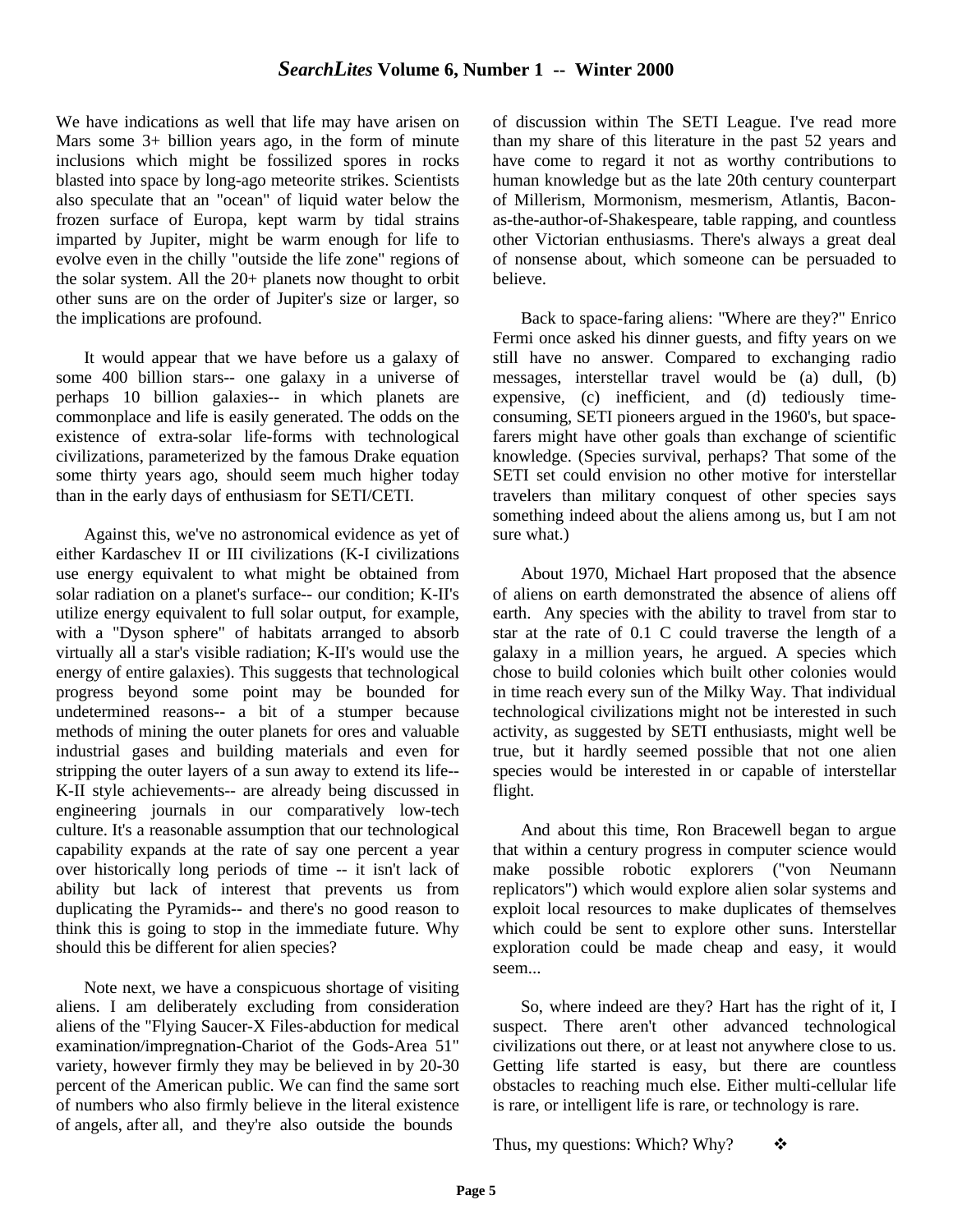We have indications as well that life may have arisen on Mars some 3+ billion years ago, in the form of minute inclusions which might be fossilized spores in rocks blasted into space by long-ago meteorite strikes. Scientists also speculate that an "ocean" of liquid water below the frozen surface of Europa, kept warm by tidal strains imparted by Jupiter, might be warm enough for life to evolve even in the chilly "outside the life zone" regions of the solar system. All the 20+ planets now thought to orbit other suns are on the order of Jupiter's size or larger, so the implications are profound.

It would appear that we have before us a galaxy of some 400 billion stars-- one galaxy in a universe of perhaps 10 billion galaxies-- in which planets are commonplace and life is easily generated. The odds on the existence of extra-solar life-forms with technological civilizations, parameterized by the famous Drake equation some thirty years ago, should seem much higher today than in the early days of enthusiasm for SETI/CETI.

Against this, we've no astronomical evidence as yet of either Kardaschev II or III civilizations (K-I civilizations use energy equivalent to what might be obtained from solar radiation on a planet's surface-- our condition; K-II's utilize energy equivalent to full solar output, for example, with a "Dyson sphere" of habitats arranged to absorb virtually all a star's visible radiation; K-II's would use the energy of entire galaxies). This suggests that technological progress beyond some point may be bounded for undetermined reasons-- a bit of a stumper because methods of mining the outer planets for ores and valuable industrial gases and building materials and even for stripping the outer layers of a sun away to extend its life-- K-II style achievements-- are already being discussed in engineering journals in our comparatively low-tech culture. It's a reasonable assumption that our technological capability expands at the rate of say one percent a year over historically long periods of time -- it isn't lack of ability but lack of interest that prevents us from duplicating the Pyramids-- and there's no good reason to think this is going to stop in the immediate future. Why should this be different for alien species?

Note next, we have a conspicuous shortage of visiting aliens. I am deliberately excluding from consideration aliens of the "Flying Saucer-X Files-abduction for medical examination/impregnation-Chariot of the Gods-Area 51" variety, however firmly they may be believed in by 20-30 percent of the American public. We can find the same sort of numbers who also firmly believe in the literal existence of angels, after all, and they're also outside the bounds of discussion within The SETI League. I've read more than my share of this literature in the past 52 years and have come to regard it not as worthy contributions to human knowledge but as the late 20th century counterpart of Millerism, Mormonism, mesmerism, Atlantis, Bacon-as-the-author-of-Shakespeare, table rapping, and countless other Victorian enthusiasms. There's always a great deal of nonsense about, which someone can be persuaded to believe.

Back to space-faring aliens: "Where are they?" Enrico Fermi once asked his dinner guests, and fifty years on we still have no answer. Compared to exchanging radio messages, interstellar travel would be (a) dull, (b) expensive, (c) inefficient, and (d) tediously time-consuming, SETI pioneers argued in the 1960's, but space-farers might have other goals than exchange of scientific knowledge. (Species survival, perhaps? That some of the SETI set could envision no other motive for interstellar travelers than military conquest of other species says something indeed about the aliens among us, but I am not sure what.)

About 1970, Michael Hart proposed that the absence of aliens on earth demonstrated the absence of aliens off earth. Any species with the ability to travel from star to star at the rate of 0.1 C could traverse the length of a galaxy in a million years, he argued. A species which chose to build colonies which built other colonies would in time reach every sun of the Milky Way. That individual technological civilizations might not be interested in such activity, as suggested by SETI enthusiasts, might well be true, but it hardly seemed possible that not one alien species would be interested in or capable of interstellar flight.

And about this time, Ron Bracewell began to argue that within a century progress in computer science would make possible robotic explorers ("von Neumann replicators") which would explore alien solar systems and exploit local resources to make duplicates of themselves which could be sent to explore other suns. Interstellar exploration could be made cheap and easy, it would seem...

So, where indeed are they? Hart has the right of it, I suspect. There aren't other advanced technological civilizations out there, or at least not anywhere close to us. Getting life started is easy, but there are countless obstacles to reaching much else. Either multi-cellular life is rare, or intelligent life is rare, or technology is rare.

Thus, my questions: Which? Why? ❖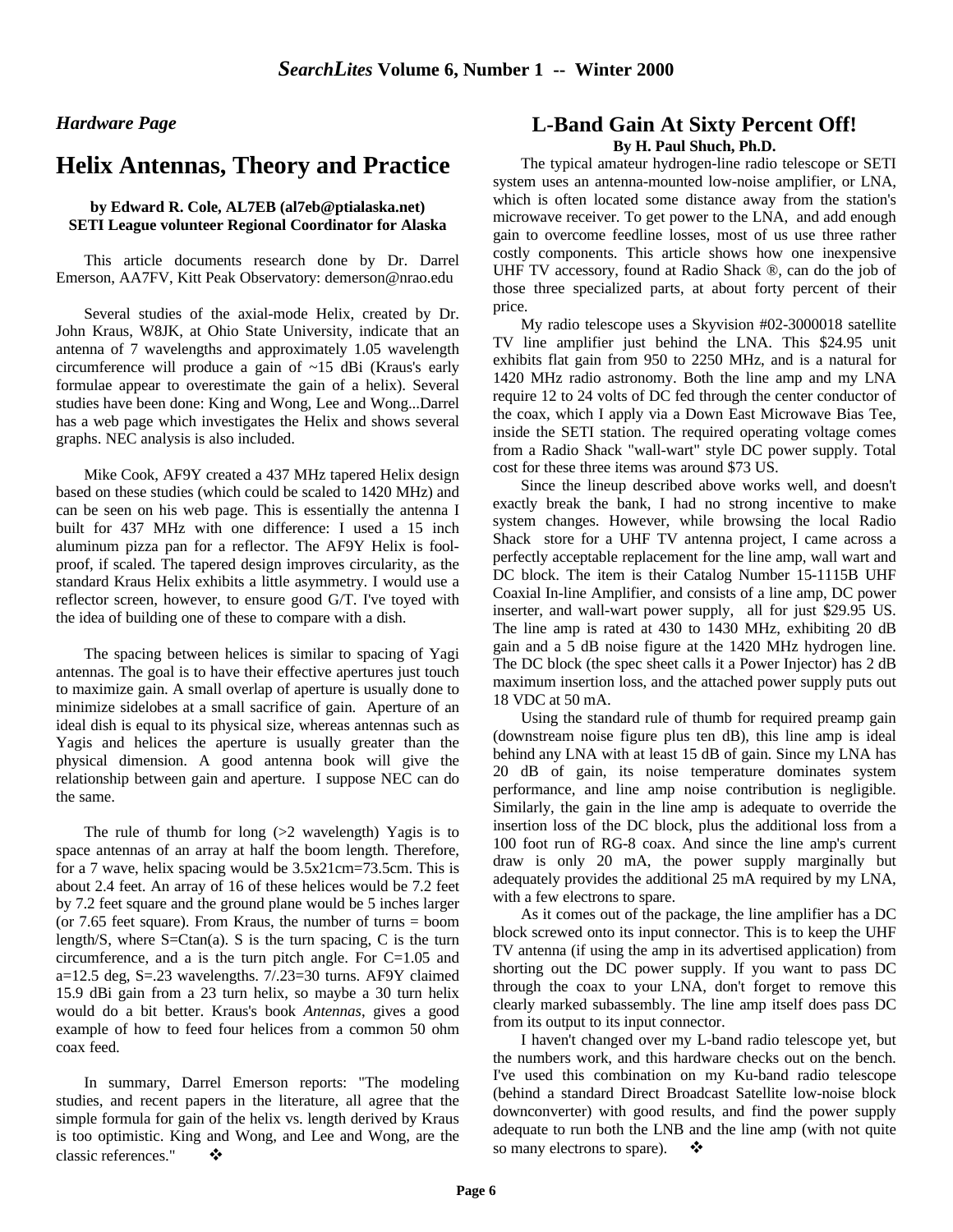*Hardware Page*

# Helix Antennas, Theory and Practice

**by Edward R. Cole, AL7EB (al7eb@ptialaska.net)**
**SETI League volunteer Regional Coordinator for Alaska**

This article documents research done by Dr. Darrel Emerson, AA7FV, Kitt Peak Observatory: demerson@nrao.edu

Several studies of the axial-mode Helix, created by Dr. John Kraus, W8JK, at Ohio State University, indicate that an antenna of 7 wavelengths and approximately 1.05 wavelength circumference will produce a gain of ~15 dBi (Kraus's early formulae appear to overestimate the gain of a helix). Several studies have been done: King and Wong, Lee and Wong...Darrel has a web page which investigates the Helix and shows several graphs. NEC analysis is also included.

Mike Cook, AF9Y created a 437 MHz tapered Helix design based on these studies (which could be scaled to 1420 MHz) and can be seen on his web page. This is essentially the antenna I built for 437 MHz with one difference: I used a 15 inch aluminum pizza pan for a reflector. The AF9Y Helix is fool-proof, if scaled. The tapered design improves circularity, as the standard Kraus Helix exhibits a little asymmetry. I would use a reflector screen, however, to ensure good G/T. I've toyed with the idea of building one of these to compare with a dish.

The spacing between helices is similar to spacing of Yagi antennas. The goal is to have their effective apertures just touch to maximize gain. A small overlap of aperture is usually done to minimize sidelobes at a small sacrifice of gain. Aperture of an ideal dish is equal to its physical size, whereas antennas such as Yagis and helices the aperture is usually greater than the physical dimension. A good antenna book will give the relationship between gain and aperture. I suppose NEC can do the same.

The rule of thumb for long (>2 wavelength) Yagis is to space antennas of an array at half the boom length. Therefore, for a 7 wave, helix spacing would be 3.5x21cm=73.5cm. This is about 2.4 feet. An array of 16 of these helices would be 7.2 feet by 7.2 feet square and the ground plane would be 5 inches larger (or 7.65 feet square). From Kraus, the number of turns = boom length/S, where S=Ctan(a). S is the turn spacing, C is the turn circumference, and a is the turn pitch angle. For C=1.05 and a=12.5 deg, S=.23 wavelengths. 7/.23=30 turns. AF9Y claimed 15.9 dBi gain from a 23 turn helix, so maybe a 30 turn helix would do a bit better. Kraus's book *Antennas*, gives a good example of how to feed four helices from a common 50 ohm coax feed.

In summary, Darrel Emerson reports: "The modeling studies, and recent papers in the literature, all agree that the simple formula for gain of the helix vs. length derived by Kraus is too optimistic. King and Wong, and Lee and Wong, are the classic references." ❖

## L-Band Gain At Sixty Percent Off!

**By H. Paul Shuch, Ph.D.**

The typical amateur hydrogen-line radio telescope or SETI system uses an antenna-mounted low-noise amplifier, or LNA, which is often located some distance away from the station's microwave receiver. To get power to the LNA, and add enough gain to overcome feedline losses, most of us use three rather costly components. This article shows how one inexpensive UHF TV accessory, found at Radio Shack ®, can do the job of those three specialized parts, at about forty percent of their price.

My radio telescope uses a Skyvision #02-3000018 satellite TV line amplifier just behind the LNA. This $24.95 unit exhibits flat gain from 950 to 2250 MHz, and is a natural for 1420 MHz radio astronomy. Both the line amp and my LNA require 12 to 24 volts of DC fed through the center conductor of the coax, which I apply via a Down East Microwave Bias Tee, inside the SETI station. The required operating voltage comes from a Radio Shack "wall-wart" style DC power supply. Total cost for these three items was around $73 US.

Since the lineup described above works well, and doesn't exactly break the bank, I had no strong incentive to make system changes. However, while browsing the local Radio Shack store for a UHF TV antenna project, I came across a perfectly acceptable replacement for the line amp, wall wart and DC block. The item is their Catalog Number 15-1115B UHF Coaxial In-line Amplifier, and consists of a line amp, DC power inserter, and wall-wart power supply, all for just $29.95 US. The line amp is rated at 430 to 1430 MHz, exhibiting 20 dB gain and a 5 dB noise figure at the 1420 MHz hydrogen line. The DC block (the spec sheet calls it a Power Injector) has 2 dB maximum insertion loss, and the attached power supply puts out 18 VDC at 50 mA.

Using the standard rule of thumb for required preamp gain (downstream noise figure plus ten dB), this line amp is ideal behind any LNA with at least 15 dB of gain. Since my LNA has 20 dB of gain, its noise temperature dominates system performance, and line amp noise contribution is negligible. Similarly, the gain in the line amp is adequate to override the insertion loss of the DC block, plus the additional loss from a 100 foot run of RG-8 coax. And since the line amp's current draw is only 20 mA, the power supply marginally but adequately provides the additional 25 mA required by my LNA, with a few electrons to spare.

As it comes out of the package, the line amplifier has a DC block screwed onto its input connector. This is to keep the UHF TV antenna (if using the amp in its advertised application) from shorting out the DC power supply. If you want to pass DC through the coax to your LNA, don't forget to remove this clearly marked subassembly. The line amp itself does pass DC from its output to its input connector.

I haven't changed over my L-band radio telescope yet, but the numbers work, and this hardware checks out on the bench. I've used this combination on my Ku-band radio telescope (behind a standard Direct Broadcast Satellite low-noise block downconverter) with good results, and find the power supply adequate to run both the LNB and the line amp (with not quite so many electrons to spare). ❖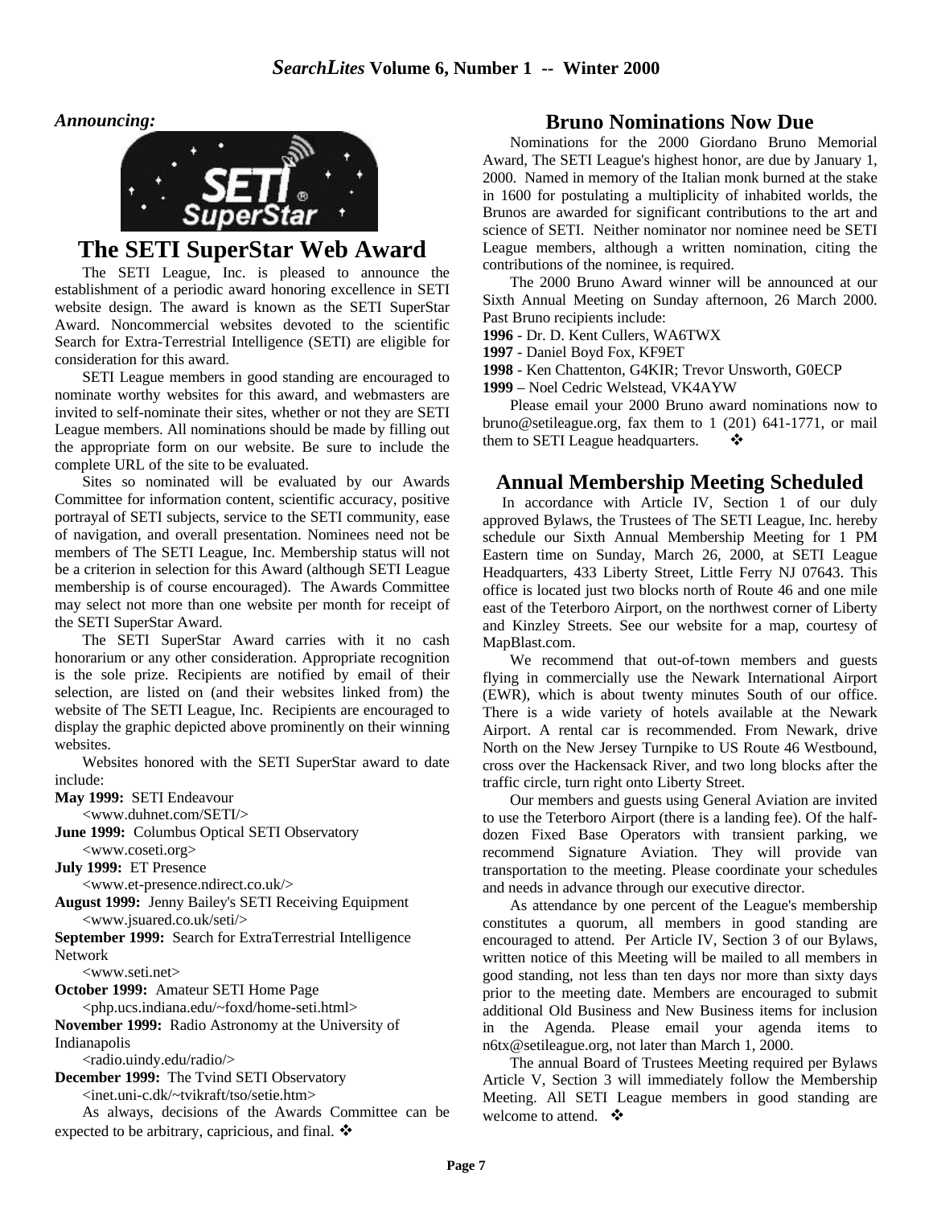*Announcing:*

# The SETI SuperStar Web Award

The SETI League, Inc. is pleased to announce the establishment of a periodic award honoring excellence in SETI website design. The award is known as the SETI SuperStar Award. Noncommercial websites devoted to the scientific Search for Extra-Terrestrial Intelligence (SETI) are eligible for consideration for this award.

SETI League members in good standing are encouraged to nominate worthy websites for this award, and webmasters are invited to self-nominate their sites, whether or not they are SETI League members. All nominations should be made by filling out the appropriate form on our website. Be sure to include the complete URL of the site to be evaluated.

Sites so nominated will be evaluated by our Awards Committee for information content, scientific accuracy, positive portrayal of SETI subjects, service to the SETI community, ease of navigation, and overall presentation. Nominees need not be members of The SETI League, Inc. Membership status will not be a criterion in selection for this Award (although SETI League membership is of course encouraged). The Awards Committee may select not more than one website per month for receipt of the SETI SuperStar Award.

The SETI SuperStar Award carries with it no cash honorarium or any other consideration. Appropriate recognition is the sole prize. Recipients are notified by email of their selection, are listed on (and their websites linked from) the website of The SETI League, Inc. Recipients are encouraged to display the graphic depicted above prominently on their winning websites.

Websites honored with the SETI SuperStar award to date include:

**May 1999:** SETI Endeavour
<www.duhnet.com/SETI/>

**June 1999:** Columbus Optical SETI Observatory
<www.coseti.org>

**July 1999:** ET Presence
<www.et-presence.ndirect.co.uk/>

**August 1999:** Jenny Bailey's SETI Receiving Equipment
<www.jsuared.co.uk/seti/>

**September 1999:** Search for ExtraTerrestrial Intelligence Network
<www.seti.net>

**October 1999:** Amateur SETI Home Page
<php.ucs.indiana.edu/~foxd/home-seti.html>

**November 1999:** Radio Astronomy at the University of Indianapolis
<radio.uindy.edu/radio/>

**December 1999:** The Tvind SETI Observatory
<inet.uni-c.dk/~tvikraft/tso/setie.htm>

As always, decisions of the Awards Committee can be expected to be arbitrary, capricious, and final. ❖

# Bruno Nominations Now Due

Nominations for the 2000 Giordano Bruno Memorial Award, The SETI League's highest honor, are due by January 1, 2000. Named in memory of the Italian monk burned at the stake in 1600 for postulating a multiplicity of inhabited worlds, the Brunos are awarded for significant contributions to the art and science of SETI. Neither nominator nor nominee need be SETI League members, although a written nomination, citing the contributions of the nominee, is required.

The 2000 Bruno Award winner will be announced at our Sixth Annual Meeting on Sunday afternoon, 26 March 2000. Past Bruno recipients include:

**1996** - Dr. D. Kent Cullers, WA6TWX
**1997** - Daniel Boyd Fox, KF9ET
**1998** - Ken Chattenton, G4KIR; Trevor Unsworth, G0ECP
**1999** – Noel Cedric Welstead, VK4AYW

Please email your 2000 Bruno award nominations now to bruno@setileague.org, fax them to 1 (201) 641-1771, or mail them to SETI League headquarters. ❖

# Annual Membership Meeting Scheduled

In accordance with Article IV, Section 1 of our duly approved Bylaws, the Trustees of The SETI League, Inc. hereby schedule our Sixth Annual Membership Meeting for 1 PM Eastern time on Sunday, March 26, 2000, at SETI League Headquarters, 433 Liberty Street, Little Ferry NJ 07643. This office is located just two blocks north of Route 46 and one mile east of the Teterboro Airport, on the northwest corner of Liberty and Kinzley Streets. See our website for a map, courtesy of MapBlast.com.

We recommend that out-of-town members and guests flying in commercially use the Newark International Airport (EWR), which is about twenty minutes South of our office. There is a wide variety of hotels available at the Newark Airport. A rental car is recommended. From Newark, drive North on the New Jersey Turnpike to US Route 46 Westbound, cross over the Hackensack River, and two long blocks after the traffic circle, turn right onto Liberty Street.

Our members and guests using General Aviation are invited to use the Teterboro Airport (there is a landing fee). Of the half-dozen Fixed Base Operators with transient parking, we recommend Signature Aviation. They will provide van transportation to the meeting. Please coordinate your schedules and needs in advance through our executive director.

As attendance by one percent of the League's membership constitutes a quorum, all members in good standing are encouraged to attend. Per Article IV, Section 3 of our Bylaws, written notice of this Meeting will be mailed to all members in good standing, not less than ten days nor more than sixty days prior to the meeting date. Members are encouraged to submit additional Old Business and New Business items for inclusion in the Agenda. Please email your agenda items to n6tx@setileague.org, not later than March 1, 2000.

The annual Board of Trustees Meeting required per Bylaws Article V, Section 3 will immediately follow the Membership Meeting. All SETI League members in good standing are welcome to attend. ❖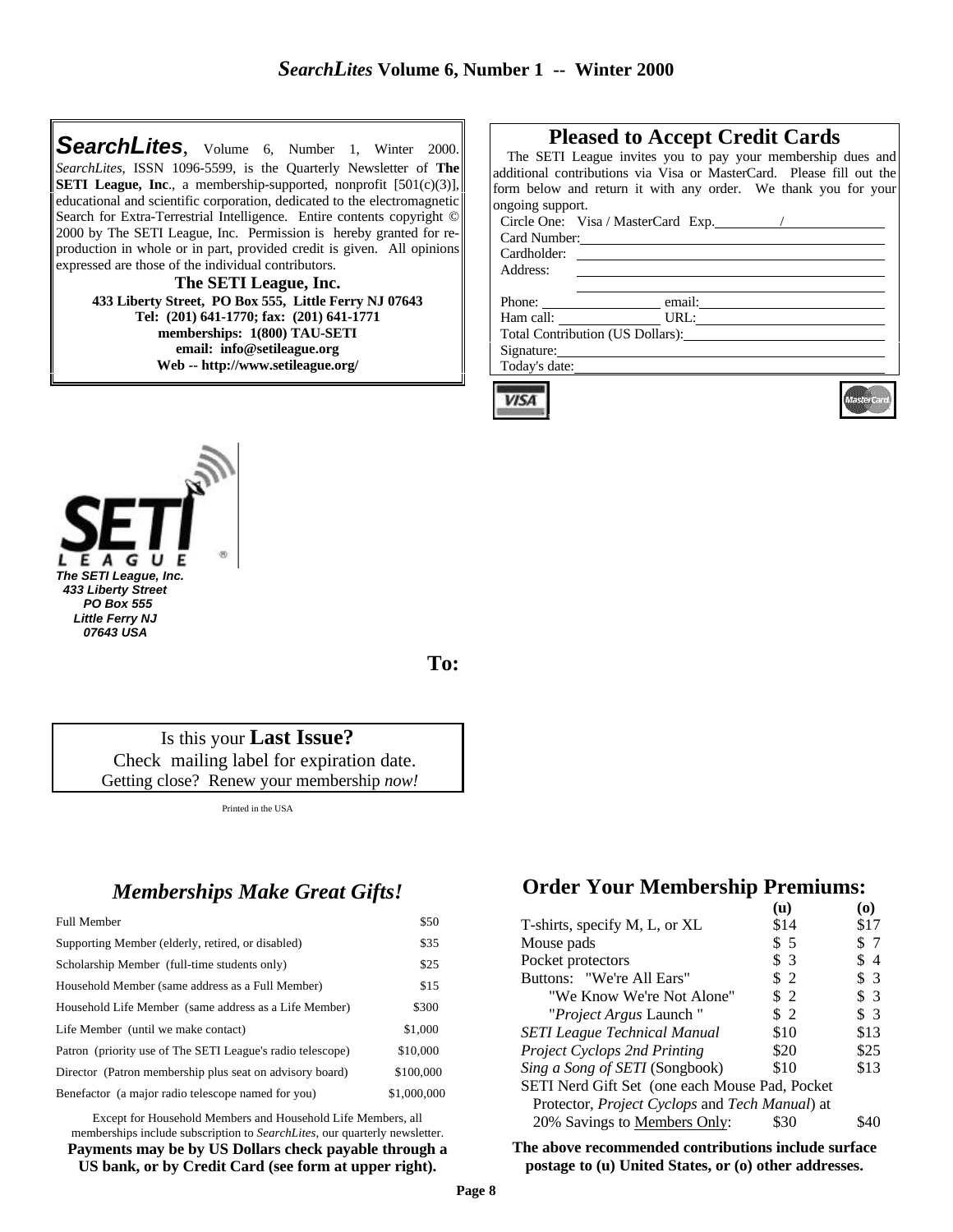**SearchLites**, Volume 6, Number 1, Winter 2000. *SearchLites*, ISSN 1096-5599, is the Quarterly Newsletter of **The SETI League, Inc**., a membership-supported, nonprofit [501(c)(3)], educational and scientific corporation, dedicated to the electromagnetic Search for Extra-Terrestrial Intelligence. Entire contents copyright © 2000 by The SETI League, Inc. Permission is hereby granted for re-production in whole or in part, provided credit is given. All opinions expressed are those of the individual contributors.

**The SETI League, Inc.**
**433 Liberty Street, PO Box 555, Little Ferry NJ 07643**
**Tel: (201) 641-1770; fax: (201) 641-1771**
**memberships: 1(800) TAU-SETI**
**email: info@setileague.org**
**Web -- http://www.setileague.org/**

## Pleased to Accept Credit Cards

The SETI League invites you to pay your membership dues and additional contributions via Visa or MasterCard. Please fill out the form below and return it with any order. We thank you for your ongoing support.

Circle One: Visa / MasterCard Exp.\_\_\_\_\_\_\_\_\_\_/\_\_\_\_\_\_\_\_\_\_
Card Number:\_\_\_\_\_\_\_\_\_\_\_\_\_\_\_\_\_\_\_\_
Cardholder: \_\_\_\_\_\_\_\_\_\_\_\_\_\_\_\_\_\_\_\_
Address: \_\_\_\_\_\_\_\_\_\_\_\_\_\_\_\_\_\_\_\_
\_\_\_\_\_\_\_\_\_\_\_\_\_\_\_\_\_\_\_\_
Phone: \_\_\_\_\_\_\_\_\_\_ email:\_\_\_\_\_\_\_\_\_\_
Ham call: \_\_\_\_\_\_\_\_\_\_ URL:\_\_\_\_\_\_\_\_\_\_
Total Contribution (US Dollars):\_\_\_\_\_\_\_\_\_\_
Signature:\_\_\_\_\_\_\_\_\_\_\_\_\_\_\_\_\_\_\_\_
Today's date:\_\_\_\_\_\_\_\_\_\_\_\_\_\_\_\_\_\_\_\_

VISA MasterCard

SETI LEAGUE ®

*The SETI League, Inc.*
*433 Liberty Street*
*PO Box 555*
*Little Ferry NJ*
*07643 USA*

**To:**

Is this your **Last Issue?**
Check mailing label for expiration date.
Getting close? Renew your membership *now!*

Printed in the USA

## *Memberships Make Great Gifts!*

| | |
|---|---|
| Full Member | $50 |
| Supporting Member (elderly, retired, or disabled) | $35 |
| Scholarship Member (full-time students only) | $25 |
| Household Member (same address as a Full Member) | $15 |
| Household Life Member (same address as a Life Member) | $300 |
| Life Member (until we make contact) | $1,000 |
| Patron (priority use of The SETI League's radio telescope) | $10,000 |
| Director (Patron membership plus seat on advisory board) | $100,000 |
| Benefactor (a major radio telescope named for you) | $1,000,000 |

Except for Household Members and Household Life Members, all memberships include subscription to *SearchLites*, our quarterly newsletter.

**Payments may be by US Dollars check payable through a US bank, or by Credit Card (see form at upper right).**

## Order Your Membership Premiums:

| | (u) | (o) |
|---|---|---|
| T-shirts, specify M, L, or XL | $14 | $17 |
| Mouse pads | $ 5 | $ 7 |
| Pocket protectors | $ 3 | $ 4 |
| Buttons: "We're All Ears" | $ 2 | $ 3 |
| "We Know We're Not Alone" | $ 2 | $ 3 |
| "*Project Argus* Launch " | $ 2 | $ 3 |
| *SETI League Technical Manual* | $10 | $13 |
| *Project Cyclops 2nd Printing* | $20 | $25 |
| *Sing a Song of SETI* (Songbook) | $10 | $13 |
| SETI Nerd Gift Set (one each Mouse Pad, Pocket Protector, *Project Cyclops* and *Tech Manual*) at 20% Savings to Members Only: | $30 | $40 |

**The above recommended contributions include surface postage to (u) United States, or (o) other addresses.**